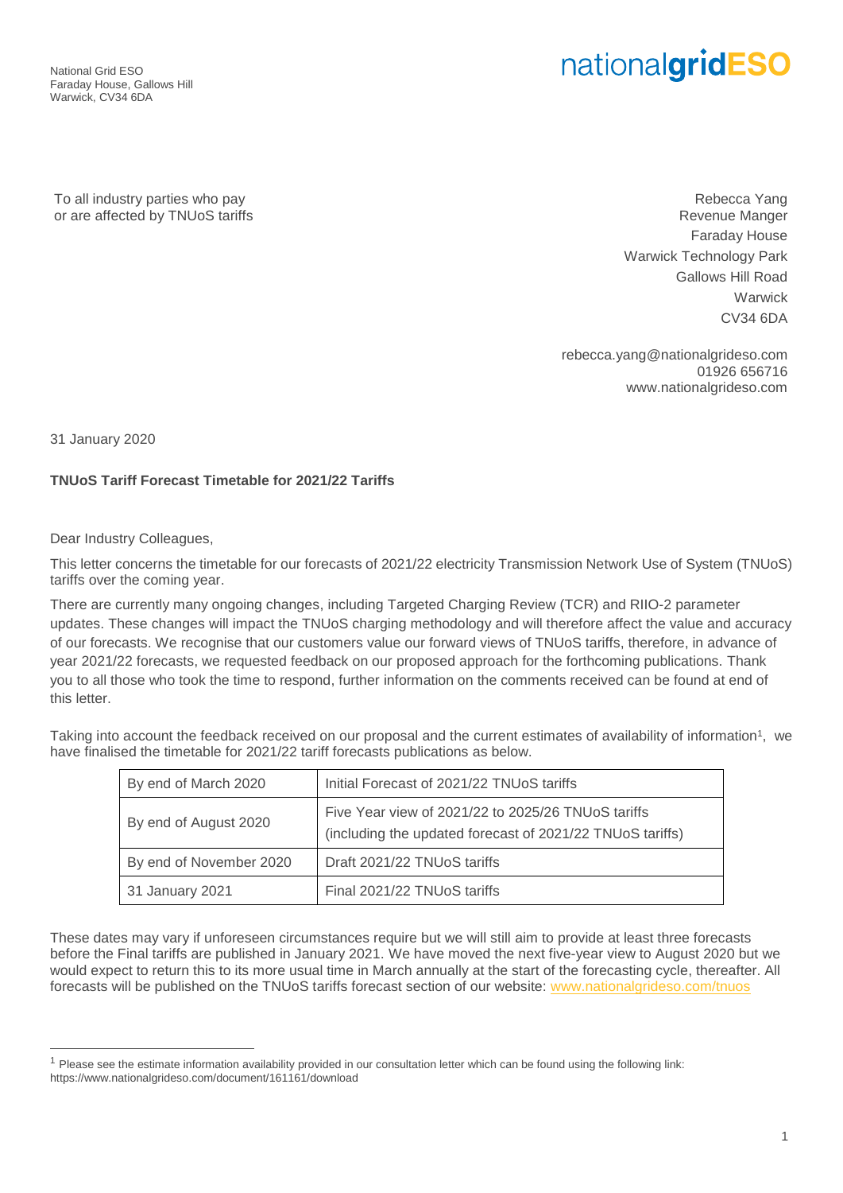National Grid ESO
Faraday House, Gallows Hill
Warwick, CV34 6DA

nationalgridESO

To all industry parties who pay
or are affected by TNUoS tariffs

Rebecca Yang
Revenue Manger
Faraday House
Warwick Technology Park
Gallows Hill Road
Warwick
CV34 6DA

rebecca.yang@nationalgrideso.com
01926 656716
www.nationalgrideso.com

31 January 2020

**TNUoS Tariff Forecast Timetable for 2021/22 Tariffs**

Dear Industry Colleagues,

This letter concerns the timetable for our forecasts of 2021/22 electricity Transmission Network Use of System (TNUoS) tariffs over the coming year.

There are currently many ongoing changes, including Targeted Charging Review (TCR) and RIIO-2 parameter updates. These changes will impact the TNUoS charging methodology and will therefore affect the value and accuracy of our forecasts. We recognise that our customers value our forward views of TNUoS tariffs, therefore, in advance of year 2021/22 forecasts, we requested feedback on our proposed approach for the forthcoming publications. Thank you to all those who took the time to respond, further information on the comments received can be found at end of this letter.

Taking into account the feedback received on our proposal and the current estimates of availability of information[1], we have finalised the timetable for 2021/22 tariff forecasts publications as below.

| | |
|---|---|
| By end of March 2020 | Initial Forecast of 2021/22 TNUoS tariffs |
| By end of August 2020 | Five Year view of 2021/22 to 2025/26 TNUoS tariffs (including the updated forecast of 2021/22 TNUoS tariffs) |
| By end of November 2020 | Draft 2021/22 TNUoS tariffs |
| 31 January 2021 | Final 2021/22 TNUoS tariffs |

These dates may vary if unforeseen circumstances require but we will still aim to provide at least three forecasts before the Final tariffs are published in January 2021. We have moved the next five-year view to August 2020 but we would expect to return this to its more usual time in March annually at the start of the forecasting cycle, thereafter. All forecasts will be published on the TNUoS tariffs forecast section of our website: www.nationalgrideso.com/tnuos

[1] Please see the estimate information availability provided in our consultation letter which can be found using the following link: https://www.nationalgrideso.com/document/161161/download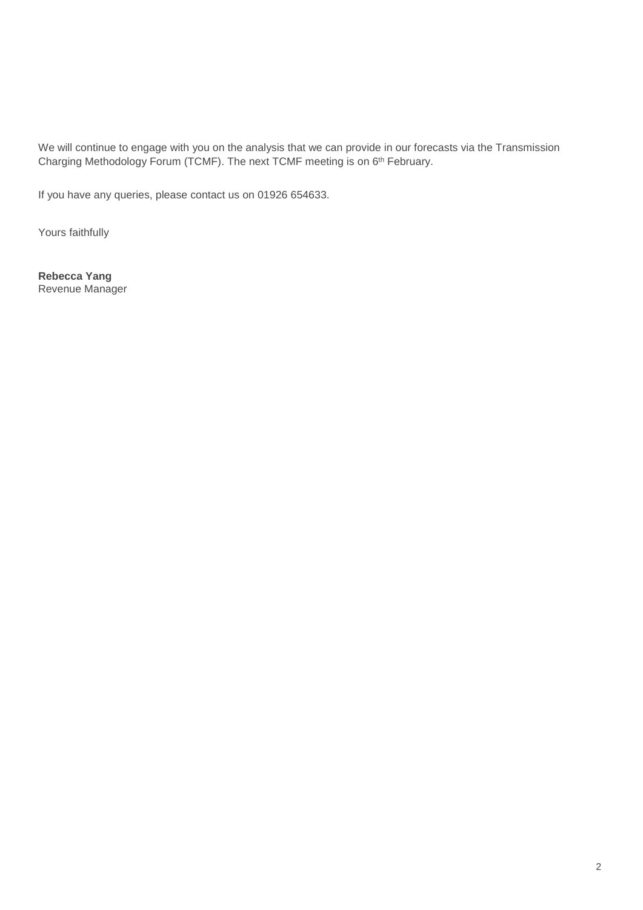We will continue to engage with you on the analysis that we can provide in our forecasts via the Transmission Charging Methodology Forum (TCMF). The next TCMF meeting is on 6th February.

If you have any queries, please contact us on 01926 654633.

Yours faithfully

**Rebecca Yang**
Revenue Manager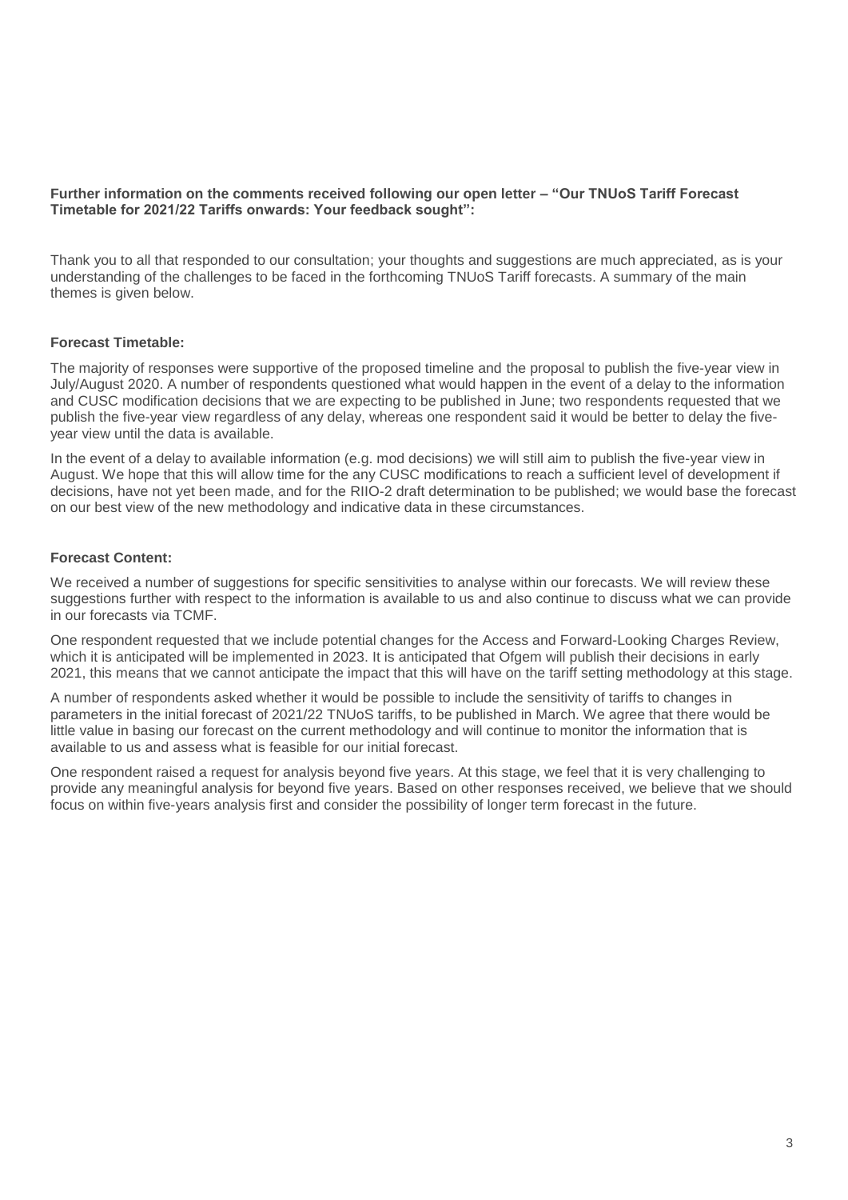**Further information on the comments received following our open letter – "Our TNUoS Tariff Forecast Timetable for 2021/22 Tariffs onwards: Your feedback sought":**

Thank you to all that responded to our consultation; your thoughts and suggestions are much appreciated, as is your understanding of the challenges to be faced in the forthcoming TNUoS Tariff forecasts. A summary of the main themes is given below.

**Forecast Timetable:**

The majority of responses were supportive of the proposed timeline and the proposal to publish the five-year view in July/August 2020. A number of respondents questioned what would happen in the event of a delay to the information and CUSC modification decisions that we are expecting to be published in June; two respondents requested that we publish the five-year view regardless of any delay, whereas one respondent said it would be better to delay the five-year view until the data is available.

In the event of a delay to available information (e.g. mod decisions) we will still aim to publish the five-year view in August. We hope that this will allow time for the any CUSC modifications to reach a sufficient level of development if decisions, have not yet been made, and for the RIIO-2 draft determination to be published; we would base the forecast on our best view of the new methodology and indicative data in these circumstances.

**Forecast Content:**

We received a number of suggestions for specific sensitivities to analyse within our forecasts. We will review these suggestions further with respect to the information is available to us and also continue to discuss what we can provide in our forecasts via TCMF.

One respondent requested that we include potential changes for the Access and Forward-Looking Charges Review, which it is anticipated will be implemented in 2023. It is anticipated that Ofgem will publish their decisions in early 2021, this means that we cannot anticipate the impact that this will have on the tariff setting methodology at this stage.

A number of respondents asked whether it would be possible to include the sensitivity of tariffs to changes in parameters in the initial forecast of 2021/22 TNUoS tariffs, to be published in March. We agree that there would be little value in basing our forecast on the current methodology and will continue to monitor the information that is available to us and assess what is feasible for our initial forecast.

One respondent raised a request for analysis beyond five years. At this stage, we feel that it is very challenging to provide any meaningful analysis for beyond five years. Based on other responses received, we believe that we should focus on within five-years analysis first and consider the possibility of longer term forecast in the future.